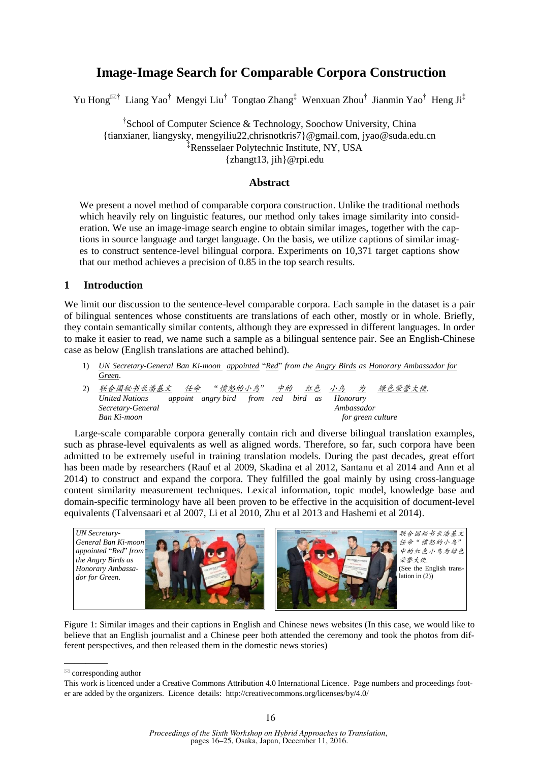# Image-Image Search for Comparable Corpora Construction

Yu Hong[✉†] Liang Yao[†] Mengyi Liu[†] Tongtao Zhang[‡] Wenxuan Zhou[†] Jianmin Yao[†] Heng Ji[‡]

[†]School of Computer Science & Technology, Soochow University, China
{tianxianer, liangysky, mengyiliu22,chrisnotkris7}@gmail.com, jyao@suda.edu.cn
[‡]Rensselaer Polytechnic Institute, NY, USA
{zhangt13, jih}@rpi.edu

## Abstract

We present a novel method of comparable corpora construction. Unlike the traditional methods which heavily rely on linguistic features, our method only takes image similarity into consideration. We use an image-image search engine to obtain similar images, together with the captions in source language and target language. On the basis, we utilize captions of similar images to construct sentence-level bilingual corpora. Experiments on 10,371 target captions show that our method achieves a precision of 0.85 in the top search results.

## 1 Introduction

We limit our discussion to the sentence-level comparable corpora. Each sample in the dataset is a pair of bilingual sentences whose constituents are translations of each other, mostly or in whole. Briefly, they contain semantically similar contents, although they are expressed in different languages. In order to make it easier to read, we name such a sample as a bilingual sentence pair. See an English-Chinese case as below (English translations are attached behind).

1) *UN Secretary-General Ban Ki-moon appointed "Red" from the Angry Birds as Honorary Ambassador for Green.*
2) *联合国秘书长潘基文 任命 "愤怒的小鸟" 中的 红色 小鸟 为 绿色荣誉大使.*
   *United Nations Secretary-General Ban Ki-moon | appoint | angry bird | from | red | bird | as | Honorary Ambassador for green culture*

Large-scale comparable corpora generally contain rich and diverse bilingual translation examples, such as phrase-level equivalents as well as aligned words. Therefore, so far, such corpora have been admitted to be extremely useful in training translation models. During the past decades, great effort has been made by researchers (Rauf et al 2009, Skadina et al 2012, Santanu et al 2014 and Ann et al 2014) to construct and expand the corpora. They fulfilled the goal mainly by using cross-language content similarity measurement techniques. Lexical information, topic model, knowledge base and domain-specific terminology have all been proven to be effective in the acquisition of document-level equivalents (Talvensaari et al 2007, Li et al 2010, Zhu et al 2013 and Hashemi et al 2014).

*UN Secretary-General Ban Ki-moon appointed "Red" from the Angry Birds as Honorary Ambassador for Green.*

*联合国秘书长潘基文任命"愤怒的小鸟"中的红色小鸟为绿色荣誉大使.* (See the English translation in (2))

Figure 1: Similar images and their captions in English and Chinese news websites (In this case, we would like to believe that an English journalist and a Chinese peer both attended the ceremony and took the photos from different perspectives, and then released them in the domestic news stories)

---

✉ corresponding author

This work is licenced under a Creative Commons Attribution 4.0 International Licence. Page numbers and proceedings footer are added by the organizers. Licence details: http://creativecommons.org/licenses/by/4.0/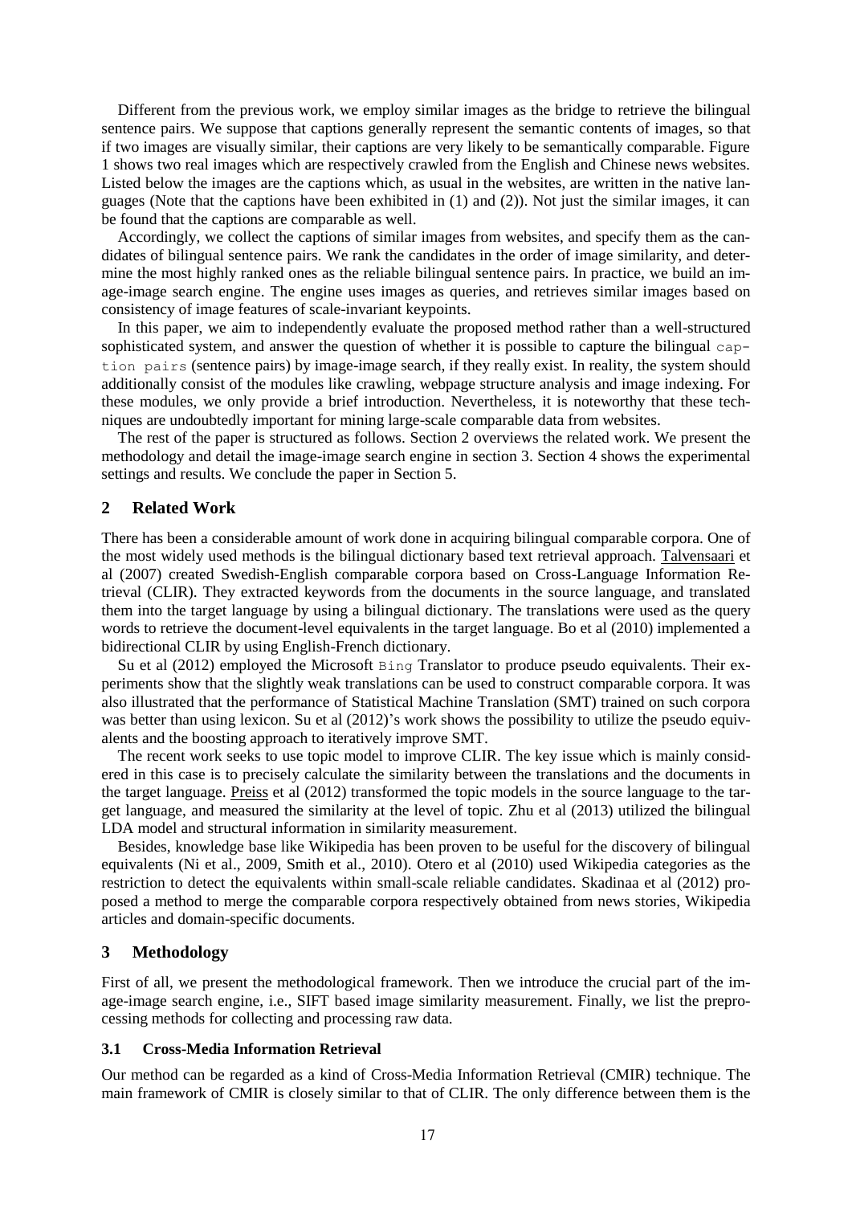Different from the previous work, we employ similar images as the bridge to retrieve the bilingual sentence pairs. We suppose that captions generally represent the semantic contents of images, so that if two images are visually similar, their captions are very likely to be semantically comparable. Figure 1 shows two real images which are respectively crawled from the English and Chinese news websites. Listed below the images are the captions which, as usual in the websites, are written in the native languages (Note that the captions have been exhibited in (1) and (2)). Not just the similar images, it can be found that the captions are comparable as well.

Accordingly, we collect the captions of similar images from websites, and specify them as the candidates of bilingual sentence pairs. We rank the candidates in the order of image similarity, and determine the most highly ranked ones as the reliable bilingual sentence pairs. In practice, we build an image-image search engine. The engine uses images as queries, and retrieves similar images based on consistency of image features of scale-invariant keypoints.

In this paper, we aim to independently evaluate the proposed method rather than a well-structured sophisticated system, and answer the question of whether it is possible to capture the bilingual `caption pairs` (sentence pairs) by image-image search, if they really exist. In reality, the system should additionally consist of the modules like crawling, webpage structure analysis and image indexing. For these modules, we only provide a brief introduction. Nevertheless, it is noteworthy that these techniques are undoubtedly important for mining large-scale comparable data from websites.

The rest of the paper is structured as follows. Section 2 overviews the related work. We present the methodology and detail the image-image search engine in section 3. Section 4 shows the experimental settings and results. We conclude the paper in Section 5.

## 2 Related Work

There has been a considerable amount of work done in acquiring bilingual comparable corpora. One of the most widely used methods is the bilingual dictionary based text retrieval approach. Talvensaari et al (2007) created Swedish-English comparable corpora based on Cross-Language Information Retrieval (CLIR). They extracted keywords from the documents in the source language, and translated them into the target language by using a bilingual dictionary. The translations were used as the query words to retrieve the document-level equivalents in the target language. Bo et al (2010) implemented a bidirectional CLIR by using English-French dictionary.

Su et al (2012) employed the Microsoft `Bing` Translator to produce pseudo equivalents. Their experiments show that the slightly weak translations can be used to construct comparable corpora. It was also illustrated that the performance of Statistical Machine Translation (SMT) trained on such corpora was better than using lexicon. Su et al (2012)'s work shows the possibility to utilize the pseudo equivalents and the boosting approach to iteratively improve SMT.

The recent work seeks to use topic model to improve CLIR. The key issue which is mainly considered in this case is to precisely calculate the similarity between the translations and the documents in the target language. Preiss et al (2012) transformed the topic models in the source language to the target language, and measured the similarity at the level of topic. Zhu et al (2013) utilized the bilingual LDA model and structural information in similarity measurement.

Besides, knowledge base like Wikipedia has been proven to be useful for the discovery of bilingual equivalents (Ni et al., 2009, Smith et al., 2010). Otero et al (2010) used Wikipedia categories as the restriction to detect the equivalents within small-scale reliable candidates. Skadinaa et al (2012) proposed a method to merge the comparable corpora respectively obtained from news stories, Wikipedia articles and domain-specific documents.

## 3 Methodology

First of all, we present the methodological framework. Then we introduce the crucial part of the image-image search engine, i.e., SIFT based image similarity measurement. Finally, we list the preprocessing methods for collecting and processing raw data.

### 3.1 Cross-Media Information Retrieval

Our method can be regarded as a kind of Cross-Media Information Retrieval (CMIR) technique. The main framework of CMIR is closely similar to that of CLIR. The only difference between them is the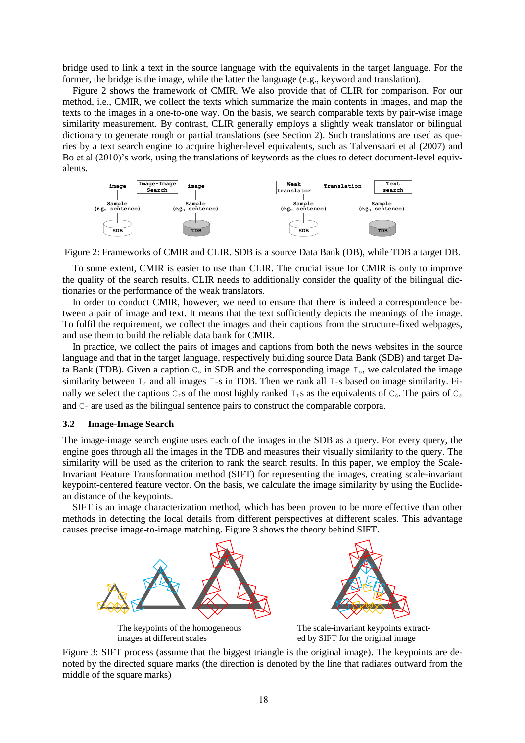bridge used to link a text in the source language with the equivalents in the target language. For the former, the bridge is the image, while the latter the language (e.g., keyword and translation).

Figure 2 shows the framework of CMIR. We also provide that of CLIR for comparison. For our method, i.e., CMIR, we collect the texts which summarize the main contents in images, and map the texts to the images in a one-to-one way. On the basis, we search comparable texts by pair-wise image similarity measurement. By contrast, CLIR generally employs a slightly weak translator or bilingual dictionary to generate rough or partial translations (see Section 2). Such translations are used as queries by a text search engine to acquire higher-level equivalents, such as Talvensaari et al (2007) and Bo et al (2010)'s work, using the translations of keywords as the clues to detect document-level equivalents.

Figure 2: Frameworks of CMIR and CLIR. SDB is a source Data Bank (DB), while TDB a target DB.

To some extent, CMIR is easier to use than CLIR. The crucial issue for CMIR is only to improve the quality of the search results. CLIR needs to additionally consider the quality of the bilingual dictionaries or the performance of the weak translators.

In order to conduct CMIR, however, we need to ensure that there is indeed a correspondence between a pair of image and text. It means that the text sufficiently depicts the meanings of the image. To fulfil the requirement, we collect the images and their captions from the structure-fixed webpages, and use them to build the reliable data bank for CMIR.

In practice, we collect the pairs of images and captions from both the news websites in the source language and that in the target language, respectively building source Data Bank (SDB) and target Data Bank (TDB). Given a caption $C_s$ in SDB and the corresponding image $I_s$, we calculated the image similarity between $I_s$ and all images $I_t$s in TDB. Then we rank all $I_t$s based on image similarity. Finally we select the captions $C_t$s of the most highly ranked $I_t$s as the equivalents of $C_s$. The pairs of $C_s$ and $C_t$ are used as the bilingual sentence pairs to construct the comparable corpora.

### 3.2 Image-Image Search

The image-image search engine uses each of the images in the SDB as a query. For every query, the engine goes through all the images in the TDB and measures their visually similarity to the query. The similarity will be used as the criterion to rank the search results. In this paper, we employ the Scale-Invariant Feature Transformation method (SIFT) for representing the images, creating scale-invariant keypoint-centered feature vector. On the basis, we calculate the image similarity by using the Euclidean distance of the keypoints.

SIFT is an image characterization method, which has been proven to be more effective than other methods in detecting the local details from different perspectives at different scales. This advantage causes precise image-to-image matching. Figure 3 shows the theory behind SIFT.

The keypoints of the homogeneous images at different scales

The scale-invariant keypoints extracted by SIFT for the original image

Figure 3: SIFT process (assume that the biggest triangle is the original image). The keypoints are denoted by the directed square marks (the direction is denoted by the line that radiates outward from the middle of the square marks)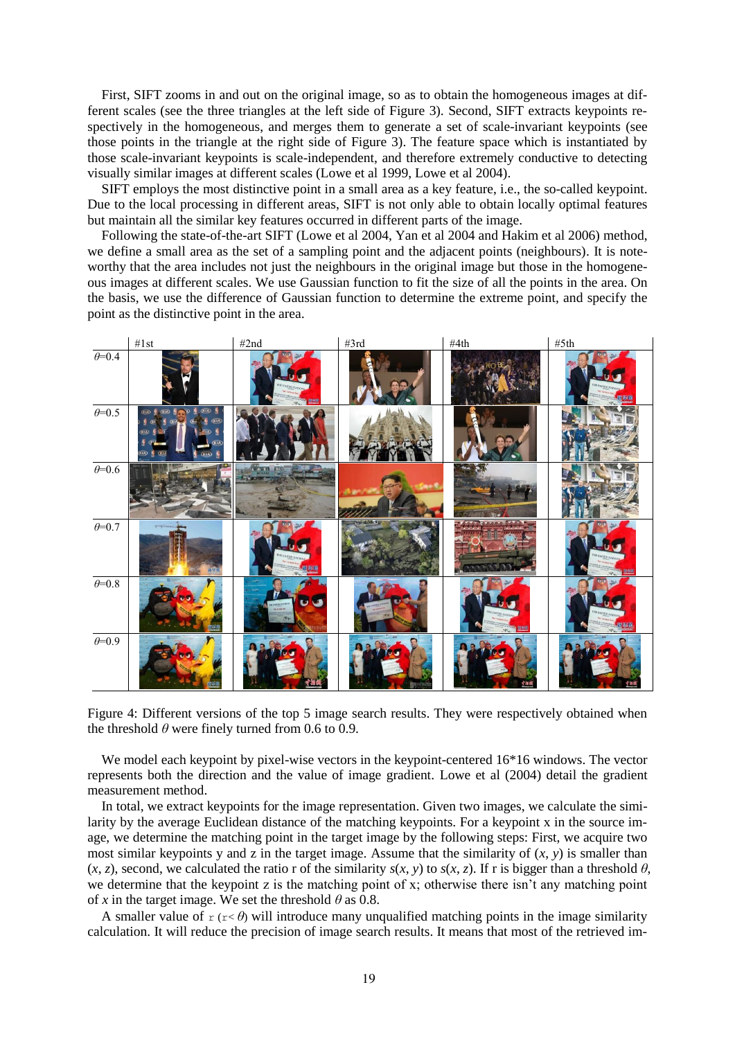First, SIFT zooms in and out on the original image, so as to obtain the homogeneous images at different scales (see the three triangles at the left side of Figure 3). Second, SIFT extracts keypoints respectively in the homogeneous, and merges them to generate a set of scale-invariant keypoints (see those points in the triangle at the right side of Figure 3). The feature space which is instantiated by those scale-invariant keypoints is scale-independent, and therefore extremely conductive to detecting visually similar images at different scales (Lowe et al 1999, Lowe et al 2004).

SIFT employs the most distinctive point in a small area as a key feature, i.e., the so-called keypoint. Due to the local processing in different areas, SIFT is not only able to obtain locally optimal features but maintain all the similar key features occurred in different parts of the image.

Following the state-of-the-art SIFT (Lowe et al 2004, Yan et al 2004 and Hakim et al 2006) method, we define a small area as the set of a sampling point and the adjacent points (neighbours). It is noteworthy that the area includes not just the neighbours in the original image but those in the homogeneous images at different scales. We use Gaussian function to fit the size of all the points in the area. On the basis, we use the difference of Gaussian function to determine the extreme point, and specify the point as the distinctive point in the area.

| | #1st | #2nd | #3rd | #4th | #5th |
|---|---|---|---|---|---|
| $\theta$=0.4 | | | | | |
| $\theta$=0.5 | | | | | |
| $\theta$=0.6 | | | | | |
| $\theta$=0.7 | | | | | |
| $\theta$=0.8 | | | | | |
| $\theta$=0.9 | | | | | |

Figure 4: Different versions of the top 5 image search results. They were respectively obtained when the threshold $\theta$ were finely turned from 0.6 to 0.9.

We model each keypoint by pixel-wise vectors in the keypoint-centered 16*16 windows. The vector represents both the direction and the value of image gradient. Lowe et al (2004) detail the gradient measurement method.

In total, we extract keypoints for the image representation. Given two images, we calculate the similarity by the average Euclidean distance of the matching keypoints. For a keypoint x in the source image, we determine the matching point in the target image by the following steps: First, we acquire two most similar keypoints y and z in the target image. Assume that the similarity of $(x, y)$ is smaller than $(x, z)$, second, we calculated the ratio r of the similarity $s(x, y)$ to $s(x, z)$. If r is bigger than a threshold $\theta$, we determine that the keypoint z is the matching point of x; otherwise there isn't any matching point of $x$ in the target image. We set the threshold $\theta$ as 0.8.

A smaller value of $r$ ($r < \theta$) will introduce many unqualified matching points in the image similarity calculation. It will reduce the precision of image search results. It means that most of the retrieved im-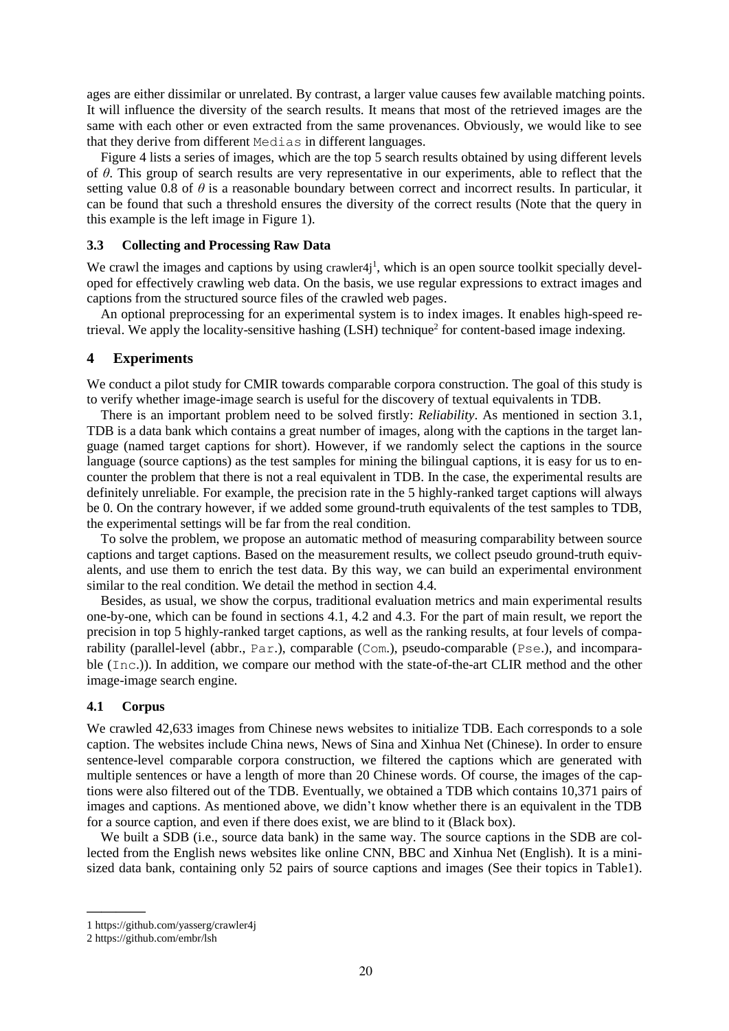ages are either dissimilar or unrelated. By contrast, a larger value causes few available matching points. It will influence the diversity of the search results. It means that most of the retrieved images are the same with each other or even extracted from the same provenances. Obviously, we would like to see that they derive from different `Medias` in different languages.

Figure 4 lists a series of images, which are the top 5 search results obtained by using different levels of $\theta$. This group of search results are very representative in our experiments, able to reflect that the setting value 0.8 of $\theta$ is a reasonable boundary between correct and incorrect results. In particular, it can be found that such a threshold ensures the diversity of the correct results (Note that the query in this example is the left image in Figure 1).

### 3.3 Collecting and Processing Raw Data

We crawl the images and captions by using crawler4j[1], which is an open source toolkit specially developed for effectively crawling web data. On the basis, we use regular expressions to extract images and captions from the structured source files of the crawled web pages.

An optional preprocessing for an experimental system is to index images. It enables high-speed retrieval. We apply the locality-sensitive hashing (LSH) technique[2] for content-based image indexing.

## 4 Experiments

We conduct a pilot study for CMIR towards comparable corpora construction. The goal of this study is to verify whether image-image search is useful for the discovery of textual equivalents in TDB.

There is an important problem need to be solved firstly: *Reliability*. As mentioned in section 3.1, TDB is a data bank which contains a great number of images, along with the captions in the target language (named target captions for short). However, if we randomly select the captions in the source language (source captions) as the test samples for mining the bilingual captions, it is easy for us to encounter the problem that there is not a real equivalent in TDB. In the case, the experimental results are definitely unreliable. For example, the precision rate in the 5 highly-ranked target captions will always be 0. On the contrary however, if we added some ground-truth equivalents of the test samples to TDB, the experimental settings will be far from the real condition.

To solve the problem, we propose an automatic method of measuring comparability between source captions and target captions. Based on the measurement results, we collect pseudo ground-truth equivalents, and use them to enrich the test data. By this way, we can build an experimental environment similar to the real condition. We detail the method in section 4.4.

Besides, as usual, we show the corpus, traditional evaluation metrics and main experimental results one-by-one, which can be found in sections 4.1, 4.2 and 4.3. For the part of main result, we report the precision in top 5 highly-ranked target captions, as well as the ranking results, at four levels of comparability (parallel-level (abbr., `Par.`), comparable (`Com.`), pseudo-comparable (`Pse.`), and incomparable (`Inc.`)). In addition, we compare our method with the state-of-the-art CLIR method and the other image-image search engine.

### 4.1 Corpus

We crawled 42,633 images from Chinese news websites to initialize TDB. Each corresponds to a sole caption. The websites include China news, News of Sina and Xinhua Net (Chinese). In order to ensure sentence-level comparable corpora construction, we filtered the captions which are generated with multiple sentences or have a length of more than 20 Chinese words. Of course, the images of the captions were also filtered out of the TDB. Eventually, we obtained a TDB which contains 10,371 pairs of images and captions. As mentioned above, we didn't know whether there is an equivalent in the TDB for a source caption, and even if there does exist, we are blind to it (Black box).

We built a SDB (i.e., source data bank) in the same way. The source captions in the SDB are collected from the English news websites like online CNN, BBC and Xinhua Net (English). It is a mini-sized data bank, containing only 52 pairs of source captions and images (See their topics in Table1).

---

1 https://github.com/yasserg/crawler4j

2 https://github.com/embr/lsh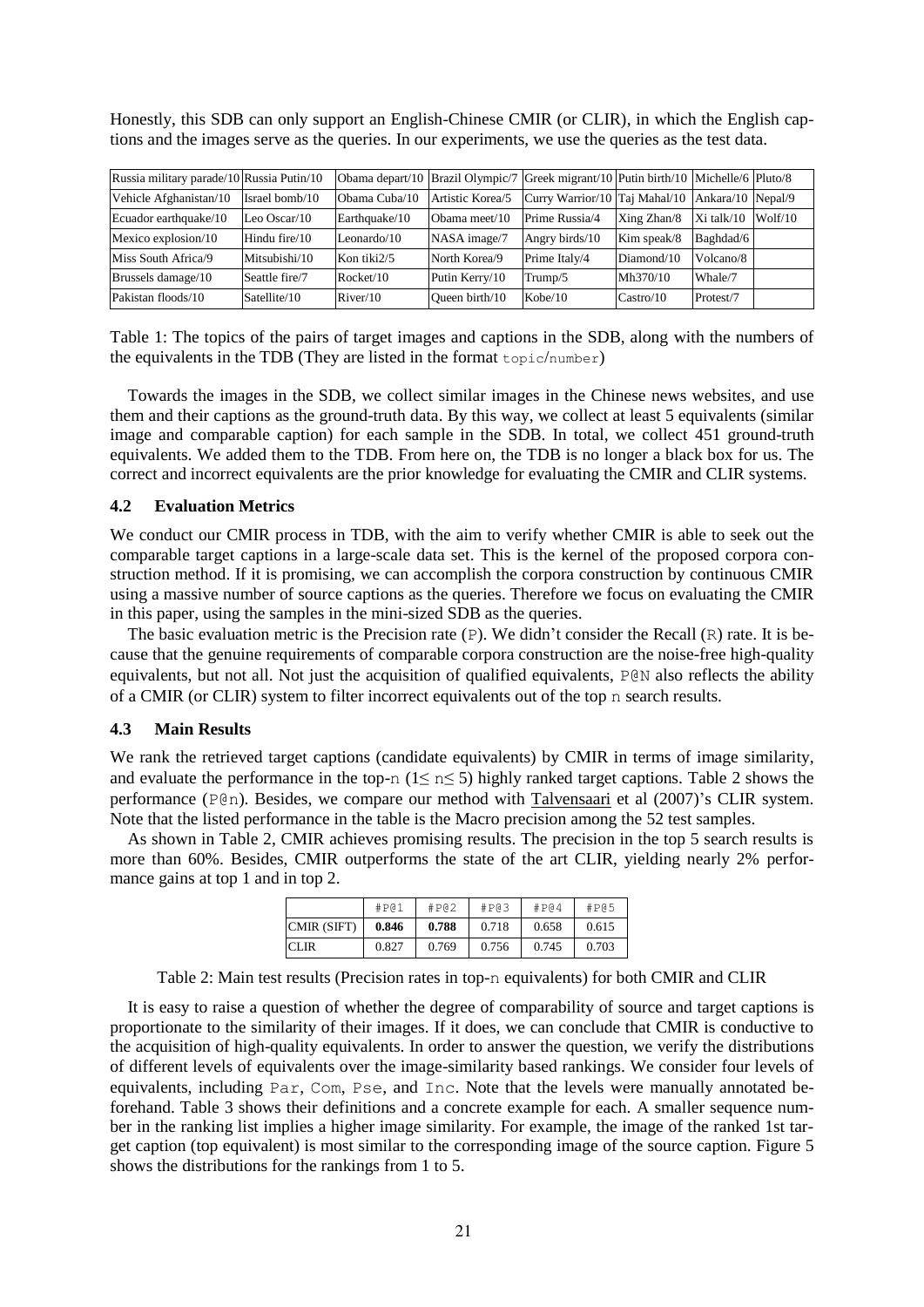Honestly, this SDB can only support an English-Chinese CMIR (or CLIR), in which the English captions and the images serve as the queries. In our experiments, we use the queries as the test data.

| Russia military parade/10 | Russia Putin/10 | Obama depart/10 | Brazil Olympic/7 | Greek migrant/10 | Putin birth/10 | Michelle/6 | Pluto/8 |
|---|---|---|---|---|---|---|---|
| Vehicle Afghanistan/10 | Israel bomb/10 | Obama Cuba/10 | Artistic Korea/5 | Curry Warrior/10 | Taj Mahal/10 | Ankara/10 | Nepal/9 |
| Ecuador earthquake/10 | Leo Oscar/10 | Earthquake/10 | Obama meet/10 | Prime Russia/4 | Xing Zhan/8 | Xi talk/10 | Wolf/10 |
| Mexico explosion/10 | Hindu fire/10 | Leonardo/10 | NASA image/7 | Angry birds/10 | Kim speak/8 | Baghdad/6 | |
| Miss South Africa/9 | Mitsubishi/10 | Kon tiki2/5 | North Korea/9 | Prime Italy/4 | Diamond/10 | Volcano/8 | |
| Brussels damage/10 | Seattle fire/7 | Rocket/10 | Putin Kerry/10 | Trump/5 | Mh370/10 | Whale/7 | |
| Pakistan floods/10 | Satellite/10 | River/10 | Queen birth/10 | Kobe/10 | Castro/10 | Protest/7 | |

Table 1: The topics of the pairs of target images and captions in the SDB, along with the numbers of the equivalents in the TDB (They are listed in the format topic/number)

Towards the images in the SDB, we collect similar images in the Chinese news websites, and use them and their captions as the ground-truth data. By this way, we collect at least 5 equivalents (similar image and comparable caption) for each sample in the SDB. In total, we collect 451 ground-truth equivalents. We added them to the TDB. From here on, the TDB is no longer a black box for us. The correct and incorrect equivalents are the prior knowledge for evaluating the CMIR and CLIR systems.

### 4.2 Evaluation Metrics

We conduct our CMIR process in TDB, with the aim to verify whether CMIR is able to seek out the comparable target captions in a large-scale data set. This is the kernel of the proposed corpora construction method. If it is promising, we can accomplish the corpora construction by continuous CMIR using a massive number of source captions as the queries. Therefore we focus on evaluating the CMIR in this paper, using the samples in the mini-sized SDB as the queries.

The basic evaluation metric is the Precision rate (P). We didn't consider the Recall (R) rate. It is because that the genuine requirements of comparable corpora construction are the noise-free high-quality equivalents, but not all. Not just the acquisition of qualified equivalents, P@N also reflects the ability of a CMIR (or CLIR) system to filter incorrect equivalents out of the top n search results.

### 4.3 Main Results

We rank the retrieved target captions (candidate equivalents) by CMIR in terms of image similarity, and evaluate the performance in the top-n ($1\leq n\leq 5$) highly ranked target captions. Table 2 shows the performance (P@n). Besides, we compare our method with Talvensaari et al (2007)'s CLIR system. Note that the listed performance in the table is the Macro precision among the 52 test samples.

As shown in Table 2, CMIR achieves promising results. The precision in the top 5 search results is more than 60%. Besides, CMIR outperforms the state of the art CLIR, yielding nearly 2% performance gains at top 1 and in top 2.

| | #P@1 | #P@2 | #P@3 | #P@4 | #P@5 |
|---|---|---|---|---|---|
| CMIR (SIFT) | **0.846** | **0.788** | 0.718 | 0.658 | 0.615 |
| CLIR | 0.827 | 0.769 | 0.756 | 0.745 | 0.703 |

Table 2: Main test results (Precision rates in top-n equivalents) for both CMIR and CLIR

It is easy to raise a question of whether the degree of comparability of source and target captions is proportionate to the similarity of their images. If it does, we can conclude that CMIR is conductive to the acquisition of high-quality equivalents. In order to answer the question, we verify the distributions of different levels of equivalents over the image-similarity based rankings. We consider four levels of equivalents, including Par, Com, Pse, and Inc. Note that the levels were manually annotated beforehand. Table 3 shows their definitions and a concrete example for each. A smaller sequence number in the ranking list implies a higher image similarity. For example, the image of the ranked 1st target caption (top equivalent) is most similar to the corresponding image of the source caption. Figure 5 shows the distributions for the rankings from 1 to 5.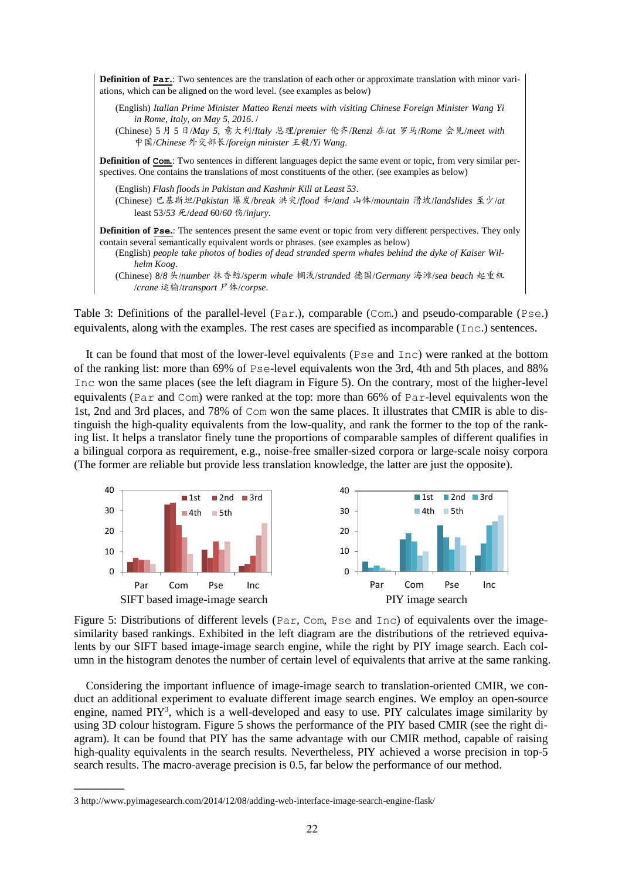**Definition of `Par.`**: Two sentences are the translation of each other or approximate translation with minor variations, which can be aligned on the word level. (see examples as below)

(English) *Italian Prime Minister Matteo Renzi meets with visiting Chinese Foreign Minister Wang Yi in Rome, Italy, on May 5, 2016*. /

(Chinese) 5 月 5 日/*May 5*, 意大利/*Italy* 总理/*premier* 伦齐/*Renzi* 在/*at* 罗马/*Rome* 会见/*meet with* 中国/*Chinese* 外交部长/*foreign minister* 王毅/*Yi Wang*.

**Definition of `Com.`**: Two sentences in different languages depict the same event or topic, from very similar perspectives. One contains the translations of most constituents of the other. (see examples as below)

(English) *Flash floods in Pakistan and Kashmir Kill at Least 53*.

(Chinese) 巴基斯坦/*Pakistan* 爆发/*break* 洪灾/*flood* 和/*and* 山体/*mountain* 滑坡/*landslides* 至少/*at least* 53/*53* 死/*dead* 60/*60* 伤/*injury*.

**Definition of `Pse.`**: The sentences present the same event or topic from very different perspectives. They only contain several semantically equivalent words or phrases. (see examples as below)

(English) *people take photos of bodies of dead stranded sperm whales behind the dyke of Kaiser Wilhelm Koog*.

(Chinese) 8/*8* 头/*number* 抹香鲸/*sperm whale* 搁浅/*stranded* 德国/*Germany* 海滩/*sea beach* 起重机/*crane* 运输/*transport* 尸体/*corpse*.

Table 3: Definitions of the parallel-level (`Par.`), comparable (`Com.`) and pseudo-comparable (`Pse.`) equivalents, along with the examples. The rest cases are specified as incomparable (`Inc.`) sentences.

It can be found that most of the lower-level equivalents (`Pse` and `Inc`) were ranked at the bottom of the ranking list: more than 69% of `Pse`-level equivalents won the 3rd, 4th and 5th places, and 88% `Inc` won the same places (see the left diagram in Figure 5). On the contrary, most of the higher-level equivalents (`Par` and `Com`) were ranked at the top: more than 66% of `Par`-level equivalents won the 1st, 2nd and 3rd places, and 78% of `Com` won the same places. It illustrates that CMIR is able to distinguish the high-quality equivalents from the low-quality, and rank the former to the top of the ranking list. It helps a translator finely tune the proportions of comparable samples of different qualifies in a bilingual corpora as requirement, e.g., noise-free smaller-sized corpora or large-scale noisy corpora (The former are reliable but provide less translation knowledge, the latter are just the opposite).

Figure 5: Distributions of different levels (`Par`, `Com`, `Pse` and `Inc`) of equivalents over the image-similarity based rankings. Exhibited in the left diagram are the distributions of the retrieved equivalents by our SIFT based image-image search engine, while the right by PIY image search. Each column in the histogram denotes the number of certain level of equivalents that arrive at the same ranking.

Considering the important influence of image-image search to translation-oriented CMIR, we conduct an additional experiment to evaluate different image search engines. We employ an open-source engine, named PIY[3], which is a well-developed and easy to use. PIY calculates image similarity by using 3D colour histogram. Figure 5 shows the performance of the PIY based CMIR (see the right diagram). It can be found that PIY has the same advantage with our CMIR method, capable of raising high-quality equivalents in the search results. Nevertheless, PIY achieved a worse precision in top-5 search results. The macro-average precision is 0.5, far below the performance of our method.

3 http://www.pyimagesearch.com/2014/12/08/adding-web-interface-image-search-engine-flask/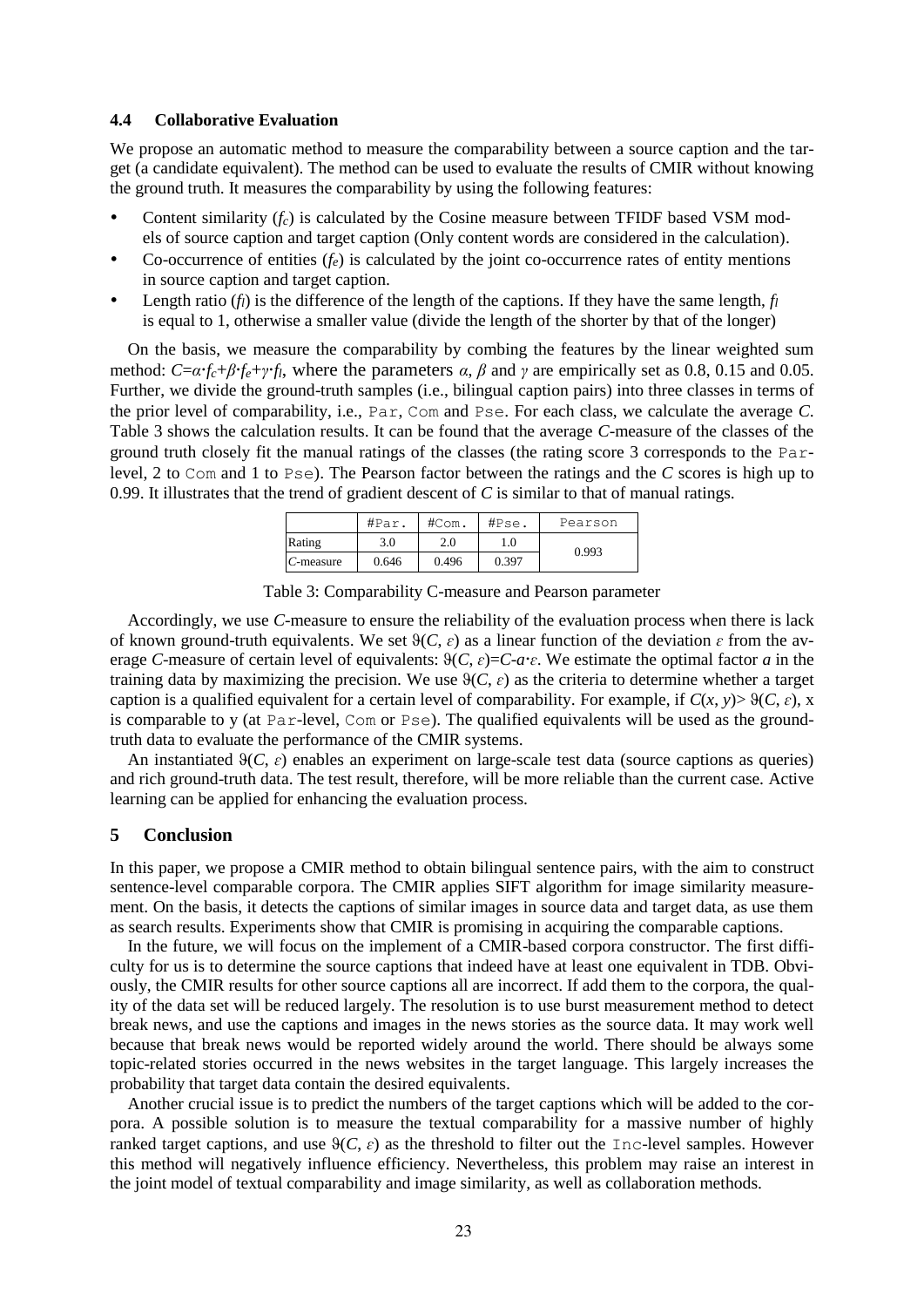### 4.4 Collaborative Evaluation

We propose an automatic method to measure the comparability between a source caption and the target (a candidate equivalent). The method can be used to evaluate the results of CMIR without knowing the ground truth. It measures the comparability by using the following features:

- Content similarity ($f_c$) is calculated by the Cosine measure between TFIDF based VSM models of source caption and target caption (Only content words are considered in the calculation).
- Co-occurrence of entities ($f_e$) is calculated by the joint co-occurrence rates of entity mentions in source caption and target caption.
- Length ratio ($f_l$) is the difference of the length of the captions. If they have the same length, $f_l$ is equal to 1, otherwise a smaller value (divide the length of the shorter by that of the longer)

On the basis, we measure the comparability by combing the features by the linear weighted sum method: $C=\alpha \cdot f_c+\beta \cdot f_e+\gamma \cdot f_l$, where the parameters $\alpha$, $\beta$ and $\gamma$ are empirically set as 0.8, 0.15 and 0.05. Further, we divide the ground-truth samples (i.e., bilingual caption pairs) into three classes in terms of the prior level of comparability, i.e., `Par`, `Com` and `Pse`. For each class, we calculate the average *C*. Table 3 shows the calculation results. It can be found that the average *C*-measure of the classes of the ground truth closely fit the manual ratings of the classes (the rating score 3 corresponds to the `Par`-level, 2 to `Com` and 1 to `Pse`). The Pearson factor between the ratings and the *C* scores is high up to 0.99. It illustrates that the trend of gradient descent of *C* is similar to that of manual ratings.

| | #Par. | #Com. | #Pse. | Pearson |
|---|---|---|---|---|
| Rating | 3.0 | 2.0 | 1.0 | 0.993 |
| *C*-measure | 0.646 | 0.496 | 0.397 | |

Table 3: Comparability C-measure and Pearson parameter

Accordingly, we use *C*-measure to ensure the reliability of the evaluation process when there is lack of known ground-truth equivalents. We set $\vartheta(C, \varepsilon)$ as a linear function of the deviation $\varepsilon$ from the average *C*-measure of certain level of equivalents: $\vartheta(C, \varepsilon)=C\text{-}a\cdot\varepsilon$. We estimate the optimal factor *a* in the training data by maximizing the precision. We use $\vartheta(C, \varepsilon)$ as the criteria to determine whether a target caption is a qualified equivalent for a certain level of comparability. For example, if $C(x, y) > \vartheta(C, \varepsilon)$, x is comparable to y (at `Par`-level, `Com` or `Pse`). The qualified equivalents will be used as the ground-truth data to evaluate the performance of the CMIR systems.

An instantiated $\vartheta(C, \varepsilon)$ enables an experiment on large-scale test data (source captions as queries) and rich ground-truth data. The test result, therefore, will be more reliable than the current case. Active learning can be applied for enhancing the evaluation process.

## 5 Conclusion

In this paper, we propose a CMIR method to obtain bilingual sentence pairs, with the aim to construct sentence-level comparable corpora. The CMIR applies SIFT algorithm for image similarity measurement. On the basis, it detects the captions of similar images in source data and target data, as use them as search results. Experiments show that CMIR is promising in acquiring the comparable captions.

In the future, we will focus on the implement of a CMIR-based corpora constructor. The first difficulty for us is to determine the source captions that indeed have at least one equivalent in TDB. Obviously, the CMIR results for other source captions all are incorrect. If add them to the corpora, the quality of the data set will be reduced largely. The resolution is to use burst measurement method to detect break news, and use the captions and images in the news stories as the source data. It may work well because that break news would be reported widely around the world. There should be always some topic-related stories occurred in the news websites in the target language. This largely increases the probability that target data contain the desired equivalents.

Another crucial issue is to predict the numbers of the target captions which will be added to the corpora. A possible solution is to measure the textual comparability for a massive number of highly ranked target captions, and use $\vartheta(C, \varepsilon)$ as the threshold to filter out the `Inc`-level samples. However this method will negatively influence efficiency. Nevertheless, this problem may raise an interest in the joint model of textual comparability and image similarity, as well as collaboration methods.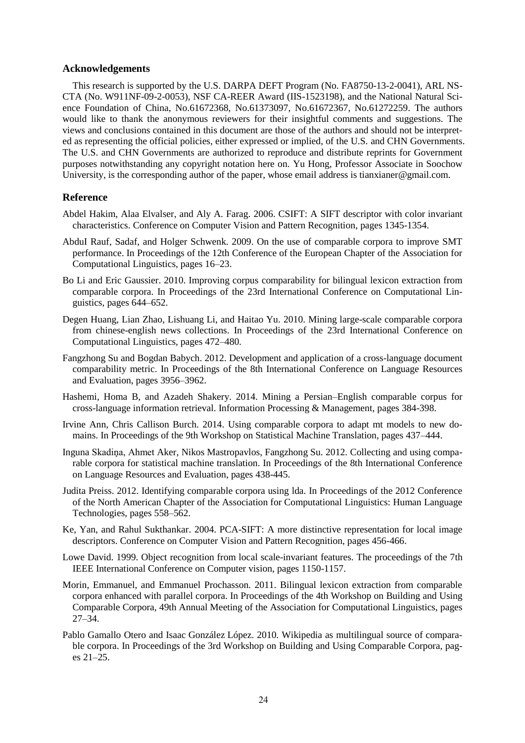## Acknowledgements

This research is supported by the U.S. DARPA DEFT Program (No. FA8750-13-2-0041), ARL NS-CTA (No. W911NF-09-2-0053), NSF CA-REER Award (IIS-1523198), and the National Natural Science Foundation of China, No.61672368, No.61373097, No.61672367, No.61272259. The authors would like to thank the anonymous reviewers for their insightful comments and suggestions. The views and conclusions contained in this document are those of the authors and should not be interpreted as representing the official policies, either expressed or implied, of the U.S. and CHN Governments. The U.S. and CHN Governments are authorized to reproduce and distribute reprints for Government purposes notwithstanding any copyright notation here on. Yu Hong, Professor Associate in Soochow University, is the corresponding author of the paper, whose email address is tianxianer@gmail.com.

## Reference

Abdel Hakim, Alaa Elvalser, and Aly A. Farag. 2006. CSIFT: A SIFT descriptor with color invariant characteristics. Conference on Computer Vision and Pattern Recognition, pages 1345-1354.

AbduI Rauf, Sadaf, and Holger Schwenk. 2009. On the use of comparable corpora to improve SMT performance. In Proceedings of the 12th Conference of the European Chapter of the Association for Computational Linguistics, pages 16–23.

Bo Li and Eric Gaussier. 2010. Improving corpus comparability for bilingual lexicon extraction from comparable corpora. In Proceedings of the 23rd International Conference on Computational Linguistics, pages 644–652.

Degen Huang, Lian Zhao, Lishuang Li, and Haitao Yu. 2010. Mining large-scale comparable corpora from chinese-english news collections. In Proceedings of the 23rd International Conference on Computational Linguistics, pages 472–480.

Fangzhong Su and Bogdan Babych. 2012. Development and application of a cross-language document comparability metric. In Proceedings of the 8th International Conference on Language Resources and Evaluation, pages 3956–3962.

Hashemi, Homa B, and Azadeh Shakery. 2014. Mining a Persian–English comparable corpus for cross-language information retrieval. Information Processing & Management, pages 384-398.

Irvine Ann, Chris Callison Burch. 2014. Using comparable corpora to adapt mt models to new domains. In Proceedings of the 9th Workshop on Statistical Machine Translation, pages 437–444.

Inguna Skadiņa, Ahmet Aker, Nikos Mastropavlos, Fangzhong Su. 2012. Collecting and using comparable corpora for statistical machine translation. In Proceedings of the 8th International Conference on Language Resources and Evaluation, pages 438-445.

Judita Preiss. 2012. Identifying comparable corpora using lda. In Proceedings of the 2012 Conference of the North American Chapter of the Association for Computational Linguistics: Human Language Technologies, pages 558–562.

Ke, Yan, and Rahul Sukthankar. 2004. PCA-SIFT: A more distinctive representation for local image descriptors. Conference on Computer Vision and Pattern Recognition, pages 456-466.

Lowe David. 1999. Object recognition from local scale-invariant features. The proceedings of the 7th IEEE International Conference on Computer vision, pages 1150-1157.

Morin, Emmanuel, and Emmanuel Prochasson. 2011. Bilingual lexicon extraction from comparable corpora enhanced with parallel corpora. In Proceedings of the 4th Workshop on Building and Using Comparable Corpora, 49th Annual Meeting of the Association for Computational Linguistics, pages 27–34.

Pablo Gamallo Otero and Isaac González López. 2010. Wikipedia as multilingual source of comparable corpora. In Proceedings of the 3rd Workshop on Building and Using Comparable Corpora, pages 21–25.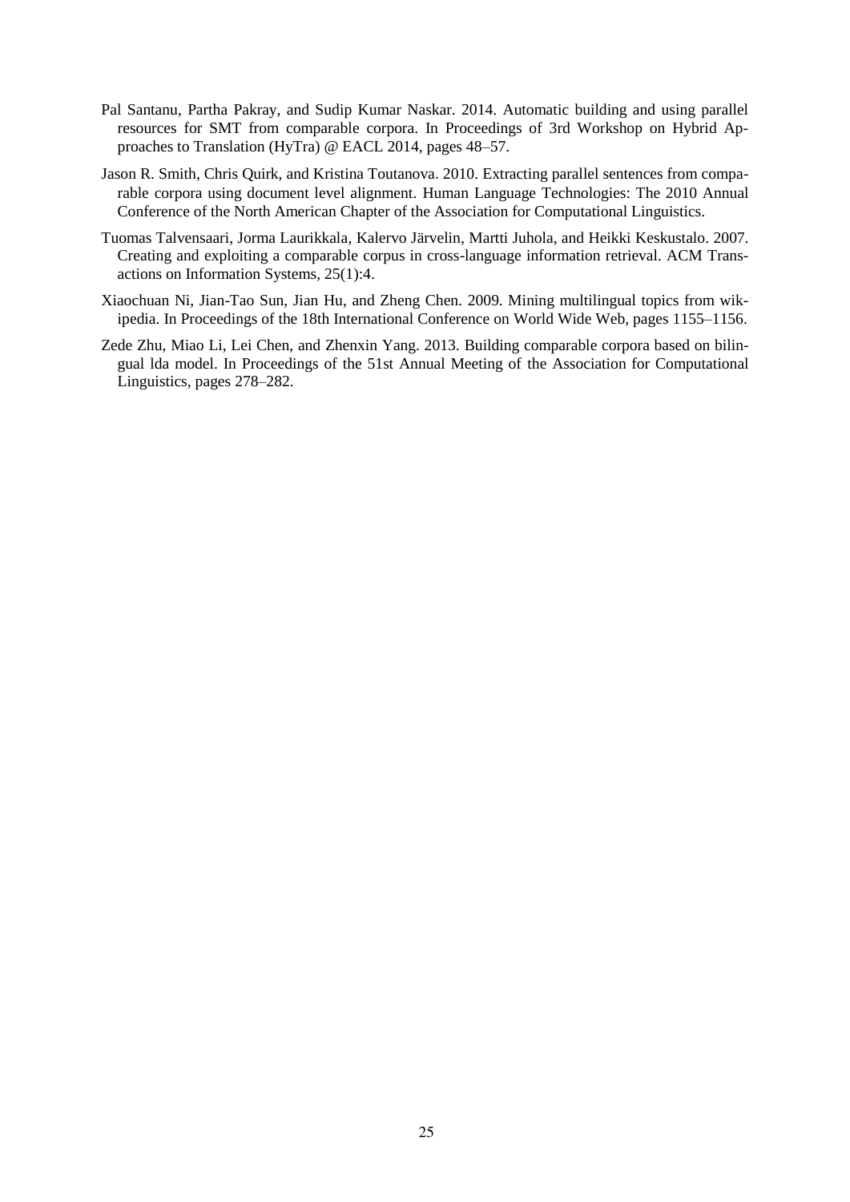Pal Santanu, Partha Pakray, and Sudip Kumar Naskar. 2014. Automatic building and using parallel resources for SMT from comparable corpora. In Proceedings of 3rd Workshop on Hybrid Approaches to Translation (HyTra) @ EACL 2014, pages 48–57.

Jason R. Smith, Chris Quirk, and Kristina Toutanova. 2010. Extracting parallel sentences from comparable corpora using document level alignment. Human Language Technologies: The 2010 Annual Conference of the North American Chapter of the Association for Computational Linguistics.

Tuomas Talvensaari, Jorma Laurikkala, Kalervo Järvelin, Martti Juhola, and Heikki Keskustalo. 2007. Creating and exploiting a comparable corpus in cross-language information retrieval. ACM Transactions on Information Systems, 25(1):4.

Xiaochuan Ni, Jian-Tao Sun, Jian Hu, and Zheng Chen. 2009. Mining multilingual topics from wikipedia. In Proceedings of the 18th International Conference on World Wide Web, pages 1155–1156.

Zede Zhu, Miao Li, Lei Chen, and Zhenxin Yang. 2013. Building comparable corpora based on bilingual lda model. In Proceedings of the 51st Annual Meeting of the Association for Computational Linguistics, pages 278–282.